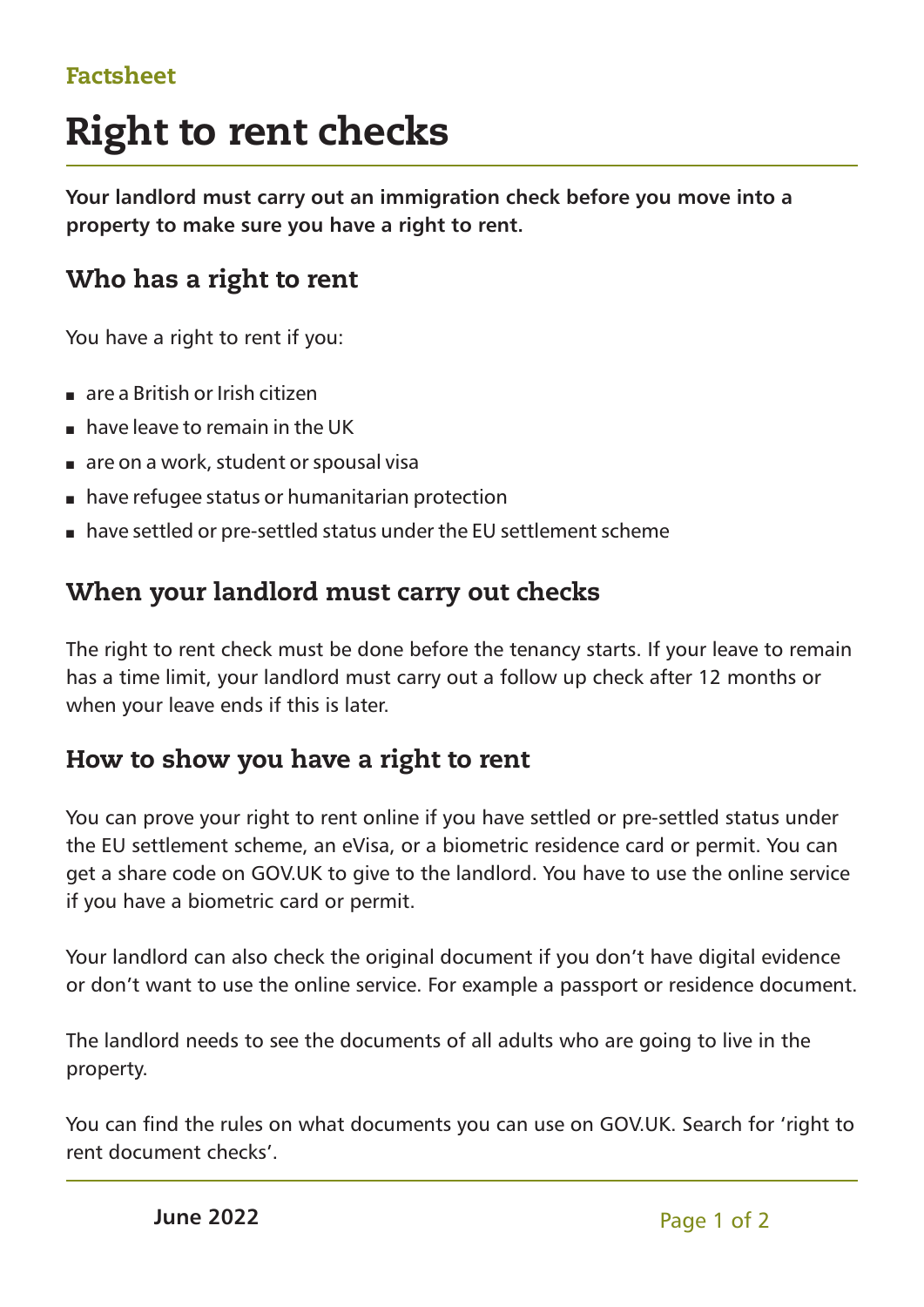Factsheet

# Right to rent checks

**Your landlord must carry out an immigration check before you move into a property to make sure you have a right to rent.**

## Who has a right to rent

You have a right to rent if you:

- are a British or Irish citizen
- have leave to remain in the UK
- are on a work, student or spousal visa
- have refugee status or humanitarian protection
- have settled or pre-settled status under the EU settlement scheme

## When your landlord must carry out checks

The right to rent check must be done before the tenancy starts. If your leave to remain has a time limit, your landlord must carry out a follow up check after 12 months or when your leave ends if this is later.

## How to show you have a right to rent

You can prove your right to rent online if you have settled or pre-settled status under the EU settlement scheme, an eVisa, or a biometric residence card or permit. You can get a share code on GOV.UK to give to the landlord. You have to use the online service if you have a biometric card or permit.

Your landlord can also check the original document if you don't have digital evidence or don't want to use the online service. For example a passport or residence document.

The landlord needs to see the documents of all adults who are going to live in the property.

You can find the rules on what documents you can use on GOV.UK. Search for 'right to rent document checks'.

June 2022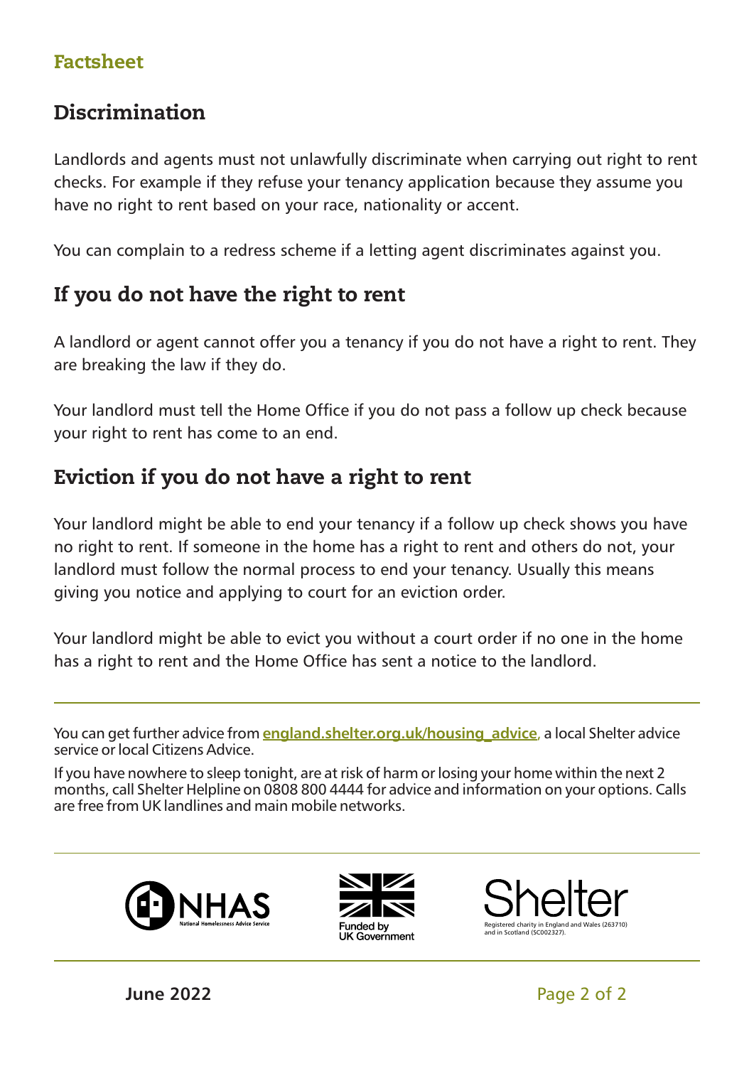## Discrimination

Landlords and agents must not unlawfully discriminate when carrying out right to rent checks. For example if they refuse your tenancy application because they assume you have no right to rent based on your race, nationality or accent.

You can complain to a redress scheme if a letting agent discriminates against you.

## If you do not have the right to rent

A landlord or agent cannot offer you a tenancy if you do not have a right to rent. They are breaking the law if they do.

Your landlord must tell the Home Office if you do not pass a follow up check because your right to rent has come to an end.

## Eviction if you do not have a right to rent

Your landlord might be able to end your tenancy if a follow up check shows you have no right to rent. If someone in the home has a right to rent and others do not, your landlord must follow the normal process to end your tenancy. Usually this means giving you notice and applying to court for an eviction order.

Your landlord might be able to evict you without a court order if no one in the home has a right to rent and the Home Office has sent a notice to the landlord.

---

You can get further advice from **england.shelter.org.uk/housing_advice**, a local Shelter advice service or local Citizens Advice.

If you have nowhere to sleep tonight, are at risk of harm or losing your home within the next 2 months, call Shelter Helpline on 0808 800 4444 for advice and information on your options. Calls are free from UK landlines and main mobile networks.

NHAS National Homelessness Advice Service

Funded by UK Government

Shelter Registered charity in England and Wales (263710) and in Scotland (SC002327).

June 2022